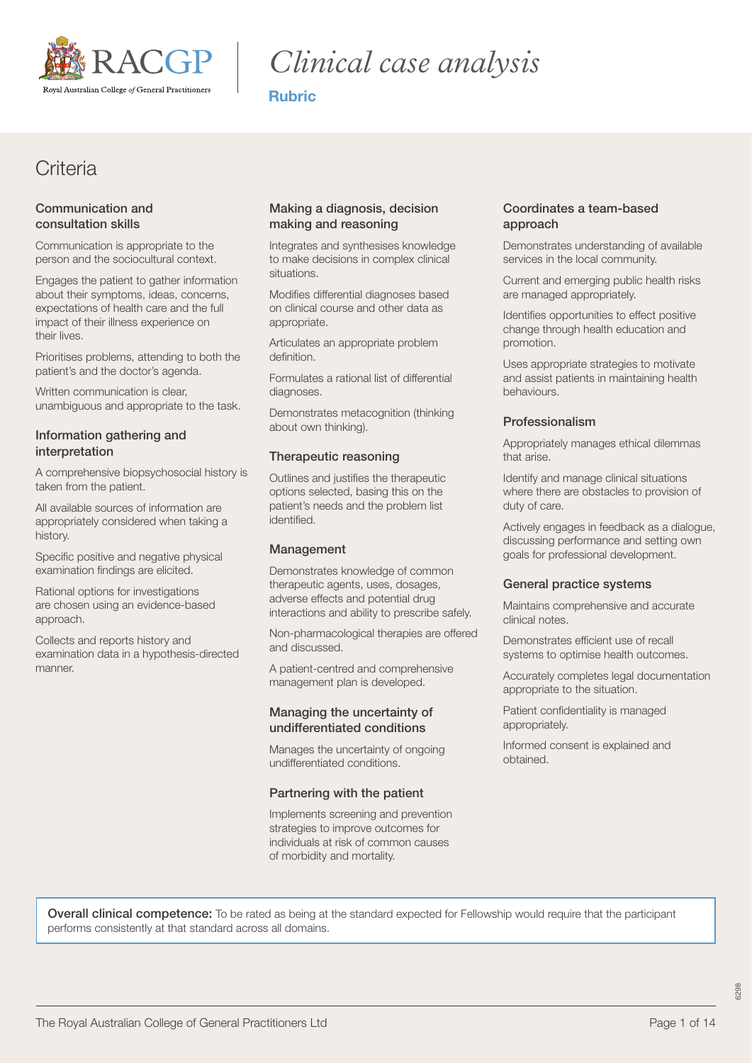# Clinical case analysis

**Rubric**

## Criteria

### Communication and consultation skills

Communication is appropriate to the person and the sociocultural context.

Engages the patient to gather information about their symptoms, ideas, concerns, expectations of health care and the full impact of their illness experience on their lives.

Prioritises problems, attending to both the patient's and the doctor's agenda.

Written communication is clear, unambiguous and appropriate to the task.

### Information gathering and interpretation

A comprehensive biopsychosocial history is taken from the patient.

All available sources of information are appropriately considered when taking a history.

Specific positive and negative physical examination findings are elicited.

Rational options for investigations are chosen using an evidence-based approach.

Collects and reports history and examination data in a hypothesis-directed manner.

### Making a diagnosis, decision making and reasoning

Integrates and synthesises knowledge to make decisions in complex clinical situations.

Modifies differential diagnoses based on clinical course and other data as appropriate.

Articulates an appropriate problem definition.

Formulates a rational list of differential diagnoses.

Demonstrates metacognition (thinking about own thinking).

### Therapeutic reasoning

Outlines and justifies the therapeutic options selected, basing this on the patient's needs and the problem list identified.

### Management

Demonstrates knowledge of common therapeutic agents, uses, dosages, adverse effects and potential drug interactions and ability to prescribe safely.

Non-pharmacological therapies are offered and discussed.

A patient-centred and comprehensive management plan is developed.

### Managing the uncertainty of undifferentiated conditions

Manages the uncertainty of ongoing undifferentiated conditions.

### Partnering with the patient

Implements screening and prevention strategies to improve outcomes for individuals at risk of common causes of morbidity and mortality.

### Coordinates a team-based approach

Demonstrates understanding of available services in the local community.

Current and emerging public health risks are managed appropriately.

Identifies opportunities to effect positive change through health education and promotion.

Uses appropriate strategies to motivate and assist patients in maintaining health behaviours.

### Professionalism

Appropriately manages ethical dilemmas that arise.

Identify and manage clinical situations where there are obstacles to provision of duty of care.

Actively engages in feedback as a dialogue, discussing performance and setting own goals for professional development.

### General practice systems

Maintains comprehensive and accurate clinical notes.

Demonstrates efficient use of recall systems to optimise health outcomes.

Accurately completes legal documentation appropriate to the situation.

Patient confidentiality is managed appropriately.

Informed consent is explained and obtained.

**Overall clinical competence:** To be rated as being at the standard expected for Fellowship would require that the participant performs consistently at that standard across all domains.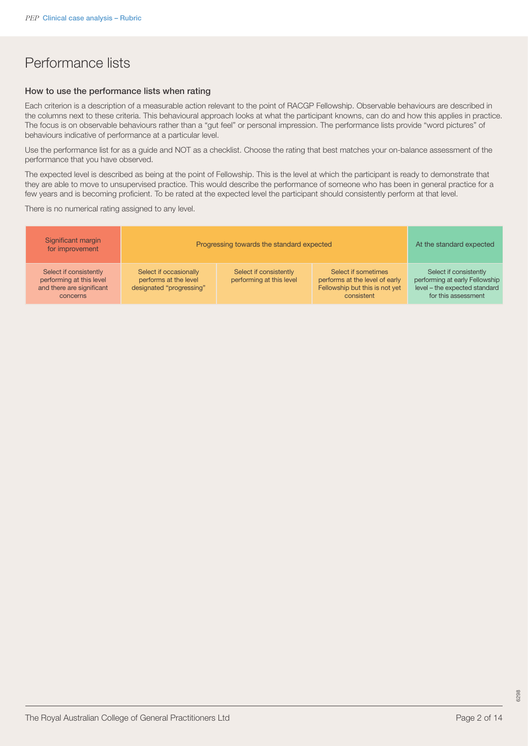# Performance lists

### How to use the performance lists when rating

Each criterion is a description of a measurable action relevant to the point of RACGP Fellowship. Observable behaviours are described in the columns next to these criteria. This behavioural approach looks at what the participant knowns, can do and how this applies in practice. The focus is on observable behaviours rather than a "gut feel" or personal impression. The performance lists provide "word pictures" of behaviours indicative of performance at a particular level.

Use the performance list for as a guide and NOT as a checklist. Choose the rating that best matches your on-balance assessment of the performance that you have observed.

The expected level is described as being at the point of Fellowship. This is the level at which the participant is ready to demonstrate that they are able to move to unsupervised practice. This would describe the performance of someone who has been in general practice for a few years and is becoming proficient. To be rated at the expected level the participant should consistently perform at that level.

There is no numerical rating assigned to any level.

| Significant margin for improvement | Progressing towards the standard expected | | | At the standard expected |
|---|---|---|---|---|
| Select if consistently performing at this level and there are significant concerns | Select if occasionally performs at the level designated "progressing" | Select if consistently performing at this level | Select if sometimes performs at the level of early Fellowship but this is not yet consistent | Select if consistently performing at early Fellowship level – the expected standard for this assessment |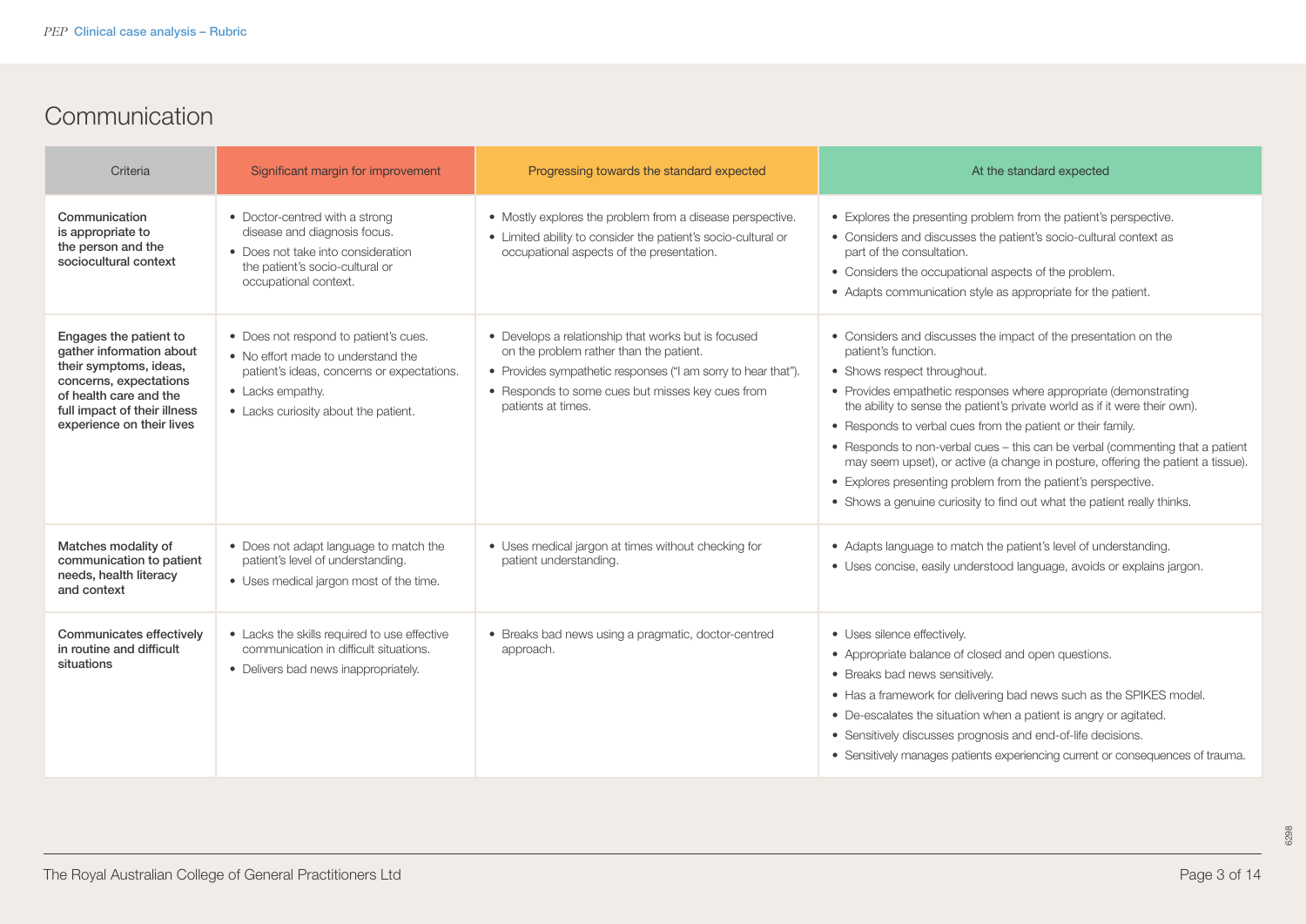## Communication

| Criteria | Significant margin for improvement | Progressing towards the standard expected | At the standard expected |
|---|---|---|---|
| **Communication is appropriate to the person and the sociocultural context** | • Doctor-centred with a strong disease and diagnosis focus.<br>• Does not take into consideration the patient's socio-cultural or occupational context. | • Mostly explores the problem from a disease perspective.<br>• Limited ability to consider the patient's socio-cultural or occupational aspects of the presentation. | • Explores the presenting problem from the patient's perspective.<br>• Considers and discusses the patient's socio-cultural context as part of the consultation.<br>• Considers the occupational aspects of the problem.<br>• Adapts communication style as appropriate for the patient. |
| **Engages the patient to gather information about their symptoms, ideas, concerns, expectations of health care and the full impact of their illness experience on their lives** | • Does not respond to patient's cues.<br>• No effort made to understand the patient's ideas, concerns or expectations.<br>• Lacks empathy.<br>• Lacks curiosity about the patient. | • Develops a relationship that works but is focused on the problem rather than the patient.<br>• Provides sympathetic responses ("I am sorry to hear that").<br>• Responds to some cues but misses key cues from patients at times. | • Considers and discusses the impact of the presentation on the patient's function.<br>• Shows respect throughout.<br>• Provides empathetic responses where appropriate (demonstrating the ability to sense the patient's private world as if it were their own).<br>• Responds to verbal cues from the patient or their family.<br>• Responds to non-verbal cues – this can be verbal (commenting that a patient may seem upset), or active (a change in posture, offering the patient a tissue).<br>• Explores presenting problem from the patient's perspective.<br>• Shows a genuine curiosity to find out what the patient really thinks. |
| **Matches modality of communication to patient needs, health literacy and context** | • Does not adapt language to match the patient's level of understanding.<br>• Uses medical jargon most of the time. | • Uses medical jargon at times without checking for patient understanding. | • Adapts language to match the patient's level of understanding.<br>• Uses concise, easily understood language, avoids or explains jargon. |
| **Communicates effectively in routine and difficult situations** | • Lacks the skills required to use effective communication in difficult situations.<br>• Delivers bad news inappropriately. | • Breaks bad news using a pragmatic, doctor-centred approach. | • Uses silence effectively.<br>• Appropriate balance of closed and open questions.<br>• Breaks bad news sensitively.<br>• Has a framework for delivering bad news such as the SPIKES model.<br>• De-escalates the situation when a patient is angry or agitated.<br>• Sensitively discusses prognosis and end-of-life decisions.<br>• Sensitively manages patients experiencing current or consequences of trauma. |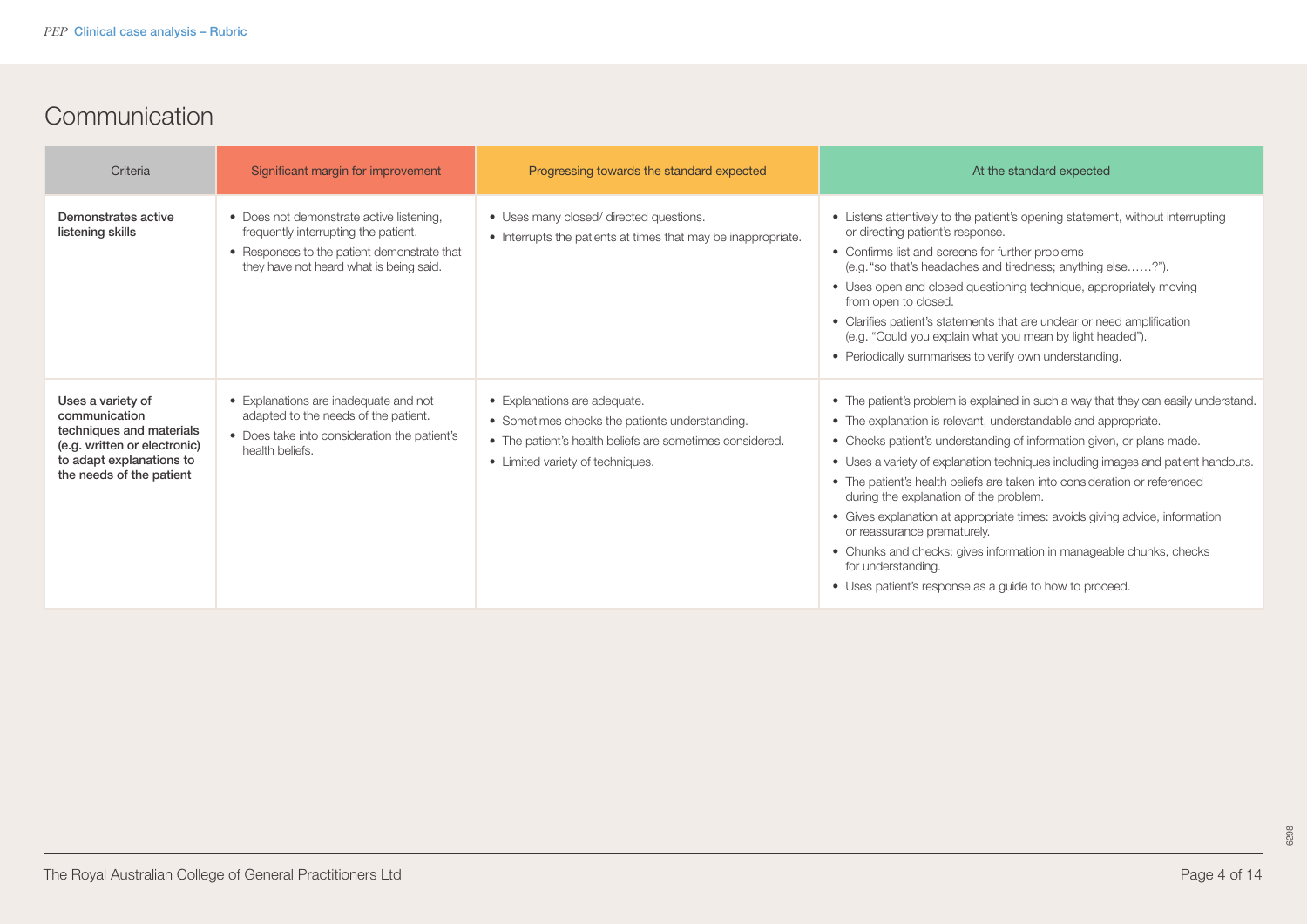## Communication

| Criteria | Significant margin for improvement | Progressing towards the standard expected | At the standard expected |
|---|---|---|---|
| **Demonstrates active listening skills** | • Does not demonstrate active listening, frequently interrupting the patient.<br>• Responses to the patient demonstrate that they have not heard what is being said. | • Uses many closed/ directed questions.<br>• Interrupts the patients at times that may be inappropriate. | • Listens attentively to the patient's opening statement, without interrupting or directing patient's response.<br>• Confirms list and screens for further problems (e.g. "so that's headaches and tiredness; anything else……?").<br>• Uses open and closed questioning technique, appropriately moving from open to closed.<br>• Clarifies patient's statements that are unclear or need amplification (e.g. "Could you explain what you mean by light headed").<br>• Periodically summarises to verify own understanding. |
| **Uses a variety of communication techniques and materials (e.g. written or electronic) to adapt explanations to the needs of the patient** | • Explanations are inadequate and not adapted to the needs of the patient.<br>• Does take into consideration the patient's health beliefs. | • Explanations are adequate.<br>• Sometimes checks the patients understanding.<br>• The patient's health beliefs are sometimes considered.<br>• Limited variety of techniques. | • The patient's problem is explained in such a way that they can easily understand.<br>• The explanation is relevant, understandable and appropriate.<br>• Checks patient's understanding of information given, or plans made.<br>• Uses a variety of explanation techniques including images and patient handouts.<br>• The patient's health beliefs are taken into consideration or referenced during the explanation of the problem.<br>• Gives explanation at appropriate times: avoids giving advice, information or reassurance prematurely.<br>• Chunks and checks: gives information in manageable chunks, checks for understanding.<br>• Uses patient's response as a guide to how to proceed. |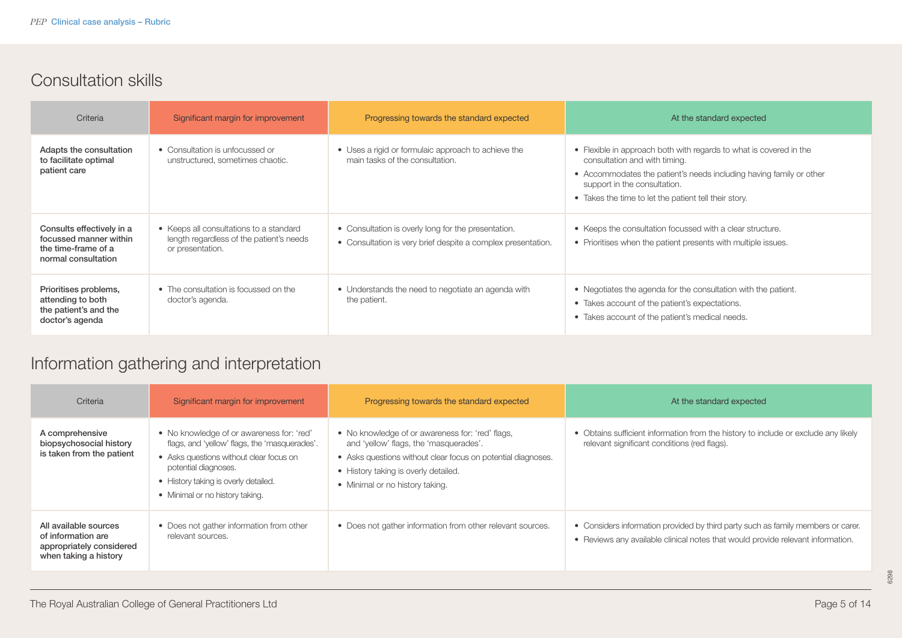## Consultation skills

| Criteria | Significant margin for improvement | Progressing towards the standard expected | At the standard expected |
|---|---|---|---|
| **Adapts the consultation to facilitate optimal patient care** | • Consultation is unfocussed or unstructured, sometimes chaotic. | • Uses a rigid or formulaic approach to achieve the main tasks of the consultation. | • Flexible in approach both with regards to what is covered in the consultation and with timing.<br>• Accommodates the patient's needs including having family or other support in the consultation.<br>• Takes the time to let the patient tell their story. |
| **Consults effectively in a focussed manner within the time-frame of a normal consultation** | • Keeps all consultations to a standard length regardless of the patient's needs or presentation. | • Consultation is overly long for the presentation.<br>• Consultation is very brief despite a complex presentation. | • Keeps the consultation focussed with a clear structure.<br>• Prioritises when the patient presents with multiple issues. |
| **Prioritises problems, attending to both the patient's and the doctor's agenda** | • The consultation is focussed on the doctor's agenda. | • Understands the need to negotiate an agenda with the patient. | • Negotiates the agenda for the consultation with the patient.<br>• Takes account of the patient's expectations.<br>• Takes account of the patient's medical needs. |

## Information gathering and interpretation

| Criteria | Significant margin for improvement | Progressing towards the standard expected | At the standard expected |
|---|---|---|---|
| **A comprehensive biopsychosocial history is taken from the patient** | • No knowledge of or awareness for: 'red' flags, and 'yellow' flags, the 'masquerades'.<br>• Asks questions without clear focus on potential diagnoses.<br>• History taking is overly detailed.<br>• Minimal or no history taking. | • No knowledge of or awareness for: 'red' flags, and 'yellow' flags, the 'masquerades'.<br>• Asks questions without clear focus on potential diagnoses.<br>• History taking is overly detailed.<br>• Minimal or no history taking. | • Obtains sufficient information from the history to include or exclude any likely relevant significant conditions (red flags). |
| **All available sources of information are appropriately considered when taking a history** | • Does not gather information from other relevant sources. | • Does not gather information from other relevant sources. | • Considers information provided by third party such as family members or carer.<br>• Reviews any available clinical notes that would provide relevant information. |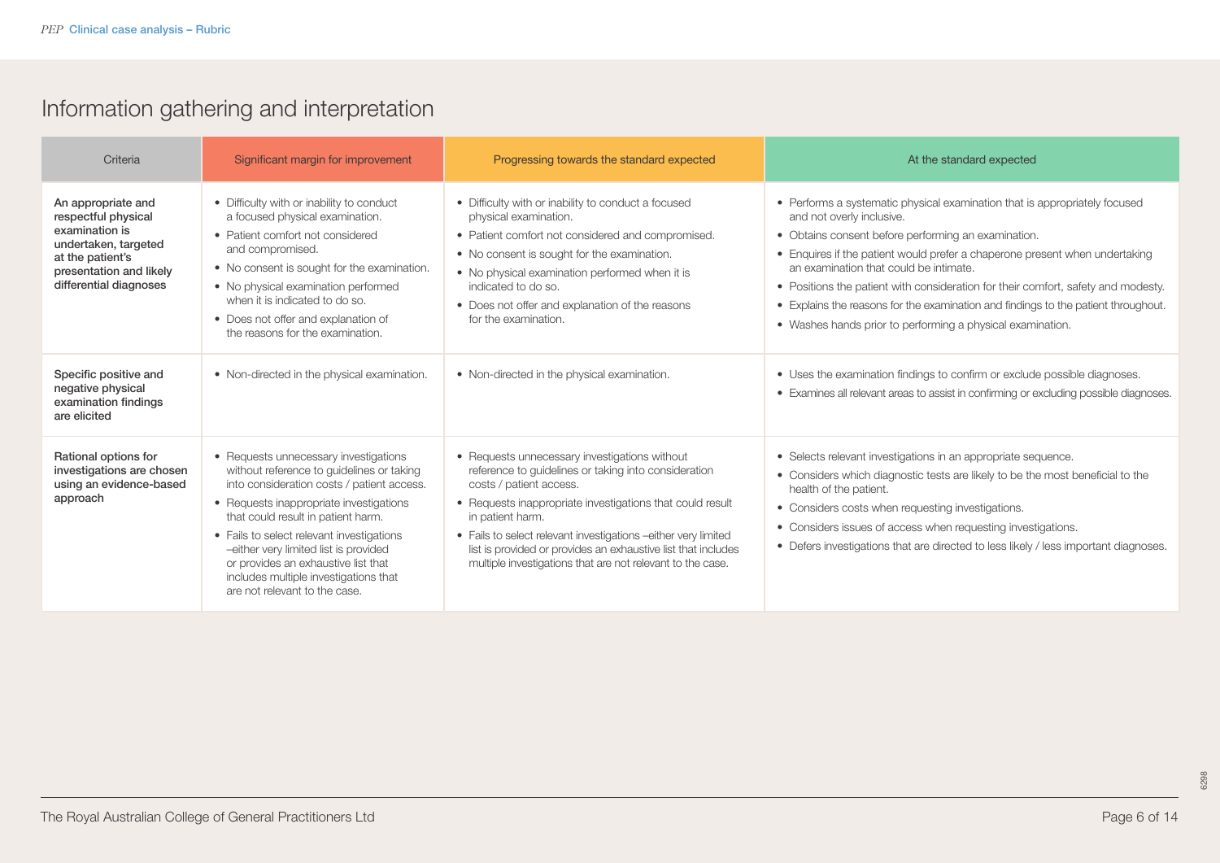# Information gathering and interpretation

| Criteria | Significant margin for improvement | Progressing towards the standard expected | At the standard expected |
|---|---|---|---|
| **An appropriate and respectful physical examination is undertaken, targeted at the patient's presentation and likely differential diagnoses** | • Difficulty with or inability to conduct a focused physical examination.<br>• Patient comfort not considered and compromised.<br>• No consent is sought for the examination.<br>• No physical examination performed when it is indicated to do so.<br>• Does not offer and explanation of the reasons for the examination. | • Difficulty with or inability to conduct a focused physical examination.<br>• Patient comfort not considered and compromised.<br>• No consent is sought for the examination.<br>• No physical examination performed when it is indicated to do so.<br>• Does not offer and explanation of the reasons for the examination. | • Performs a systematic physical examination that is appropriately focused and not overly inclusive.<br>• Obtains consent before performing an examination.<br>• Enquires if the patient would prefer a chaperone present when undertaking an examination that could be intimate.<br>• Positions the patient with consideration for their comfort, safety and modesty.<br>• Explains the reasons for the examination and findings to the patient throughout.<br>• Washes hands prior to performing a physical examination. |
| **Specific positive and negative physical examination findings are elicited** | • Non-directed in the physical examination. | • Non-directed in the physical examination. | • Uses the examination findings to confirm or exclude possible diagnoses.<br>• Examines all relevant areas to assist in confirming or excluding possible diagnoses. |
| **Rational options for investigations are chosen using an evidence-based approach** | • Requests unnecessary investigations without reference to guidelines or taking into consideration costs / patient access.<br>• Requests inappropriate investigations that could result in patient harm.<br>• Fails to select relevant investigations –either very limited list is provided or provides an exhaustive list that includes multiple investigations that are not relevant to the case. | • Requests unnecessary investigations without reference to guidelines or taking into consideration costs / patient access.<br>• Requests inappropriate investigations that could result in patient harm.<br>• Fails to select relevant investigations –either very limited list is provided or provides an exhaustive list that includes multiple investigations that are not relevant to the case. | • Selects relevant investigations in an appropriate sequence.<br>• Considers which diagnostic tests are likely to be the most beneficial to the health of the patient.<br>• Considers costs when requesting investigations.<br>• Considers issues of access when requesting investigations.<br>• Defers investigations that are directed to less likely / less important diagnoses. |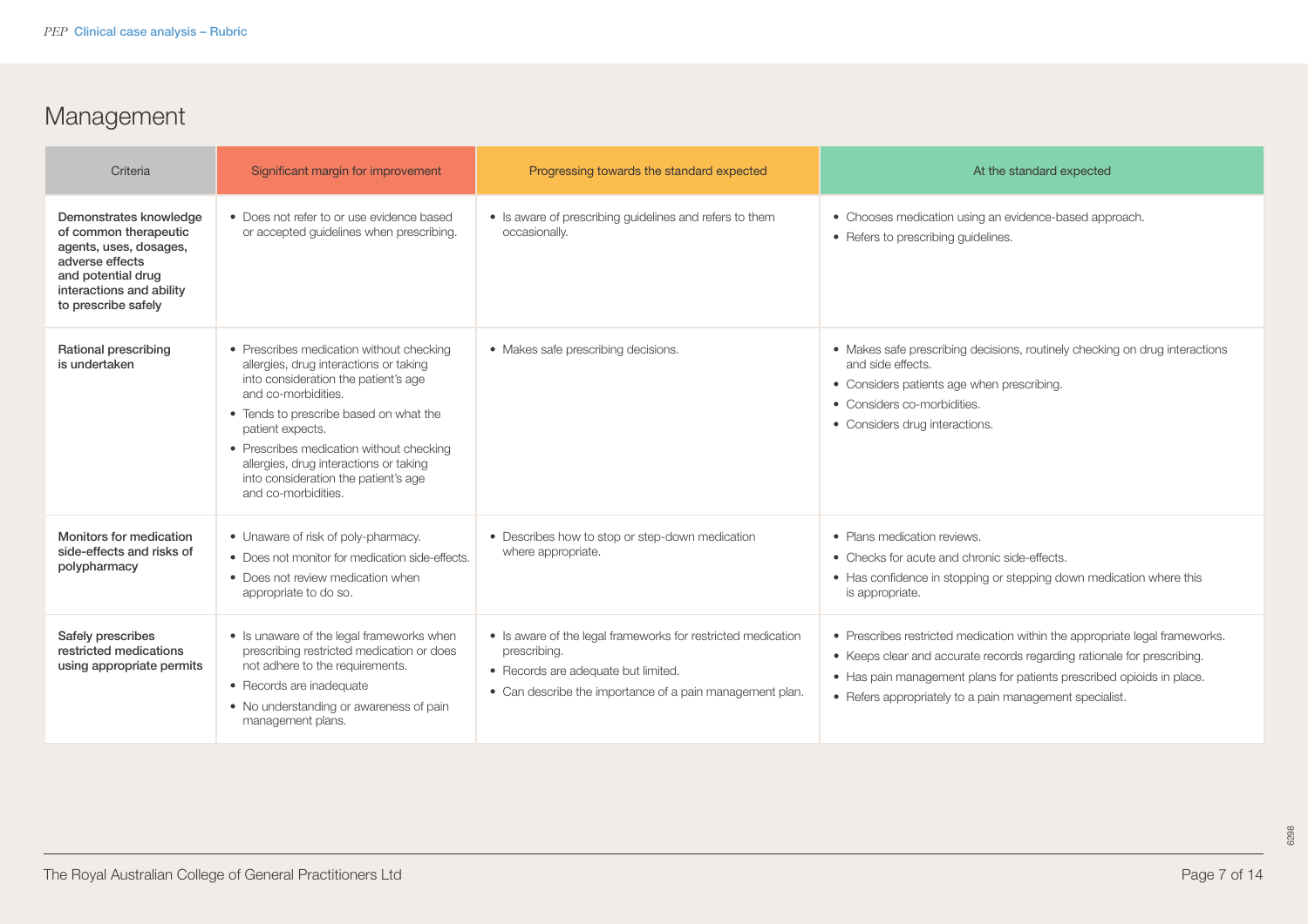## Management

| Criteria | Significant margin for improvement | Progressing towards the standard expected | At the standard expected |
|---|---|---|---|
| **Demonstrates knowledge of common therapeutic agents, uses, dosages, adverse effects and potential drug interactions and ability to prescribe safely** | • Does not refer to or use evidence based or accepted guidelines when prescribing. | • Is aware of prescribing guidelines and refers to them occasionally. | • Chooses medication using an evidence-based approach.<br>• Refers to prescribing guidelines. |
| **Rational prescribing is undertaken** | • Prescribes medication without checking allergies, drug interactions or taking into consideration the patient's age and co-morbidities.<br>• Tends to prescribe based on what the patient expects.<br>• Prescribes medication without checking allergies, drug interactions or taking into consideration the patient's age and co-morbidities. | • Makes safe prescribing decisions. | • Makes safe prescribing decisions, routinely checking on drug interactions and side effects.<br>• Considers patients age when prescribing.<br>• Considers co-morbidities.<br>• Considers drug interactions. |
| **Monitors for medication side-effects and risks of polypharmacy** | • Unaware of risk of poly-pharmacy.<br>• Does not monitor for medication side-effects.<br>• Does not review medication when appropriate to do so. | • Describes how to stop or step-down medication where appropriate. | • Plans medication reviews.<br>• Checks for acute and chronic side-effects.<br>• Has confidence in stopping or stepping down medication where this is appropriate. |
| **Safely prescribes restricted medications using appropriate permits** | • Is unaware of the legal frameworks when prescribing restricted medication or does not adhere to the requirements.<br>• Records are inadequate<br>• No understanding or awareness of pain management plans. | • Is aware of the legal frameworks for restricted medication prescribing.<br>• Records are adequate but limited.<br>• Can describe the importance of a pain management plan. | • Prescribes restricted medication within the appropriate legal frameworks.<br>• Keeps clear and accurate records regarding rationale for prescribing.<br>• Has pain management plans for patients prescribed opioids in place.<br>• Refers appropriately to a pain management specialist. |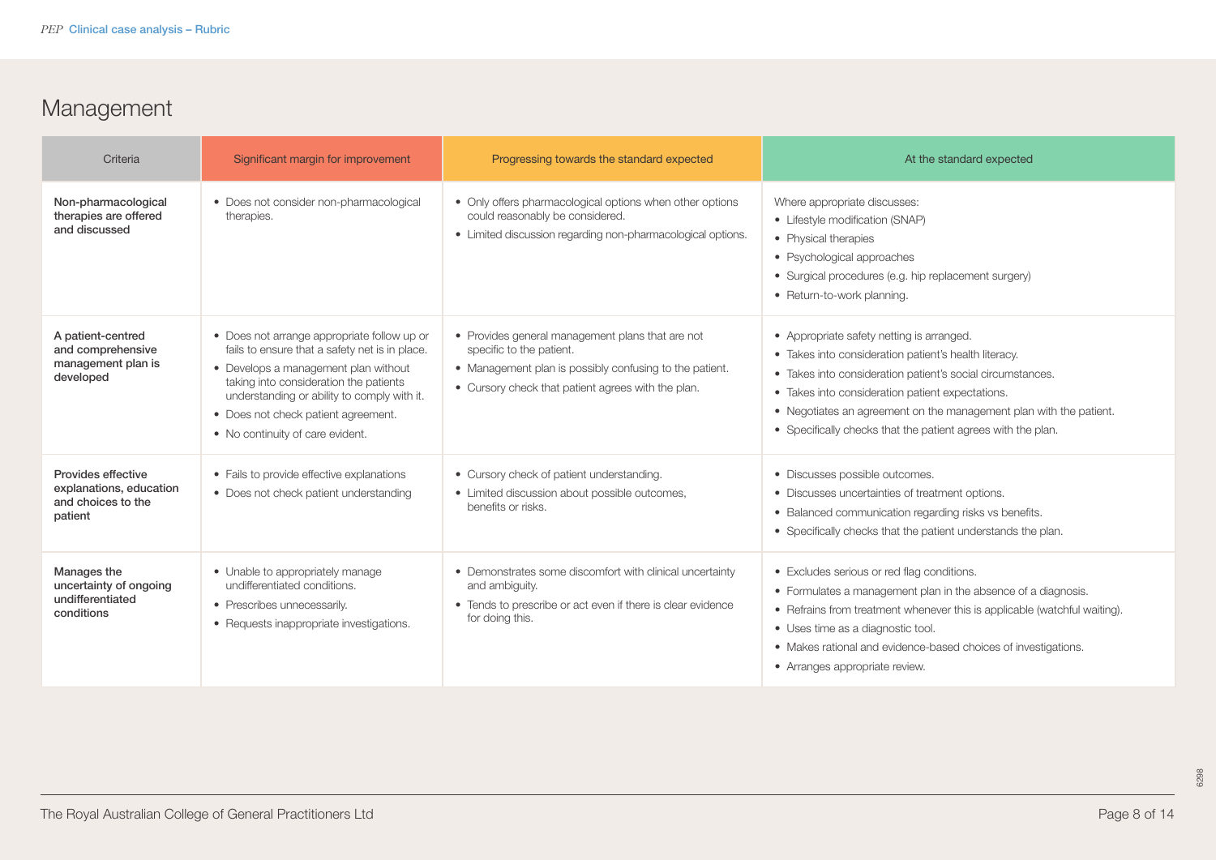## Management

| Criteria | Significant margin for improvement | Progressing towards the standard expected | At the standard expected |
|---|---|---|---|
| **Non-pharmacological therapies are offered and discussed** | • Does not consider non-pharmacological therapies. | • Only offers pharmacological options when other options could reasonably be considered.<br>• Limited discussion regarding non-pharmacological options. | Where appropriate discusses:<br>• Lifestyle modification (SNAP)<br>• Physical therapies<br>• Psychological approaches<br>• Surgical procedures (e.g. hip replacement surgery)<br>• Return-to-work planning. |
| **A patient-centred and comprehensive management plan is developed** | • Does not arrange appropriate follow up or fails to ensure that a safety net is in place.<br>• Develops a management plan without taking into consideration the patients understanding or ability to comply with it.<br>• Does not check patient agreement.<br>• No continuity of care evident. | • Provides general management plans that are not specific to the patient.<br>• Management plan is possibly confusing to the patient.<br>• Cursory check that patient agrees with the plan. | • Appropriate safety netting is arranged.<br>• Takes into consideration patient's health literacy.<br>• Takes into consideration patient's social circumstances.<br>• Takes into consideration patient expectations.<br>• Negotiates an agreement on the management plan with the patient.<br>• Specifically checks that the patient agrees with the plan. |
| **Provides effective explanations, education and choices to the patient** | • Fails to provide effective explanations<br>• Does not check patient understanding | • Cursory check of patient understanding.<br>• Limited discussion about possible outcomes, benefits or risks. | • Discusses possible outcomes.<br>• Discusses uncertainties of treatment options.<br>• Balanced communication regarding risks vs benefits.<br>• Specifically checks that the patient understands the plan. |
| **Manages the uncertainty of ongoing undifferentiated conditions** | • Unable to appropriately manage undifferentiated conditions.<br>• Prescribes unnecessarily.<br>• Requests inappropriate investigations. | • Demonstrates some discomfort with clinical uncertainty and ambiguity.<br>• Tends to prescribe or act even if there is clear evidence for doing this. | • Excludes serious or red flag conditions.<br>• Formulates a management plan in the absence of a diagnosis.<br>• Refrains from treatment whenever this is applicable (watchful waiting).<br>• Uses time as a diagnostic tool.<br>• Makes rational and evidence-based choices of investigations.<br>• Arranges appropriate review. |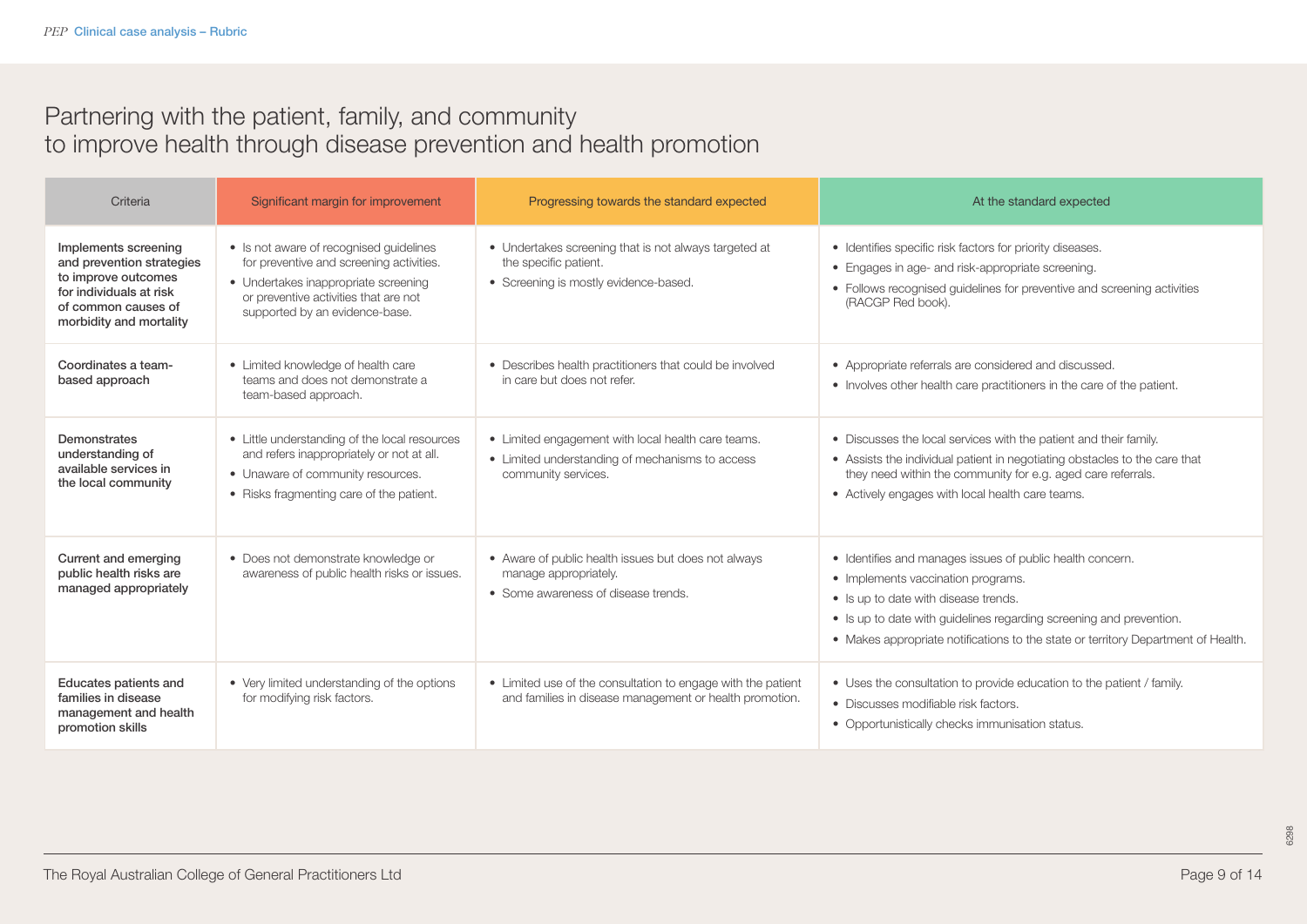# Partnering with the patient, family, and community to improve health through disease prevention and health promotion

| Criteria | Significant margin for improvement | Progressing towards the standard expected | At the standard expected |
| --- | --- | --- | --- |
| **Implements screening and prevention strategies to improve outcomes for individuals at risk of common causes of morbidity and mortality** | • Is not aware of recognised guidelines for preventive and screening activities.<br>• Undertakes inappropriate screening or preventive activities that are not supported by an evidence-base. | • Undertakes screening that is not always targeted at the specific patient.<br>• Screening is mostly evidence-based. | • Identifies specific risk factors for priority diseases.<br>• Engages in age- and risk-appropriate screening.<br>• Follows recognised guidelines for preventive and screening activities (RACGP Red book). |
| **Coordinates a team-based approach** | • Limited knowledge of health care teams and does not demonstrate a team-based approach. | • Describes health practitioners that could be involved in care but does not refer. | • Appropriate referrals are considered and discussed.<br>• Involves other health care practitioners in the care of the patient. |
| **Demonstrates understanding of available services in the local community** | • Little understanding of the local resources and refers inappropriately or not at all.<br>• Unaware of community resources.<br>• Risks fragmenting care of the patient. | • Limited engagement with local health care teams.<br>• Limited understanding of mechanisms to access community services. | • Discusses the local services with the patient and their family.<br>• Assists the individual patient in negotiating obstacles to the care that they need within the community for e.g. aged care referrals.<br>• Actively engages with local health care teams. |
| **Current and emerging public health risks are managed appropriately** | • Does not demonstrate knowledge or awareness of public health risks or issues. | • Aware of public health issues but does not always manage appropriately.<br>• Some awareness of disease trends. | • Identifies and manages issues of public health concern.<br>• Implements vaccination programs.<br>• Is up to date with disease trends.<br>• Is up to date with guidelines regarding screening and prevention.<br>• Makes appropriate notifications to the state or territory Department of Health. |
| **Educates patients and families in disease management and health promotion skills** | • Very limited understanding of the options for modifying risk factors. | • Limited use of the consultation to engage with the patient and families in disease management or health promotion. | • Uses the consultation to provide education to the patient / family.<br>• Discusses modifiable risk factors.<br>• Opportunistically checks immunisation status. |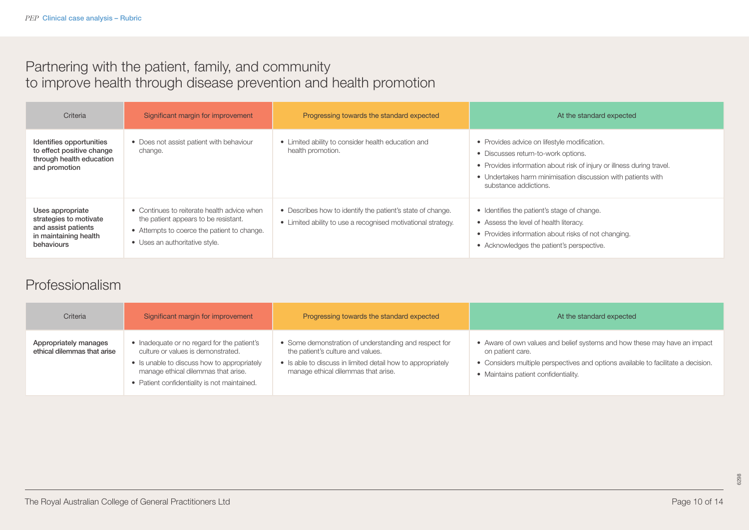## Partnering with the patient, family, and community to improve health through disease prevention and health promotion

| Criteria | Significant margin for improvement | Progressing towards the standard expected | At the standard expected |
|---|---|---|---|
| **Identifies opportunities to effect positive change through health education and promotion** | • Does not assist patient with behaviour change. | • Limited ability to consider health education and health promotion. | • Provides advice on lifestyle modification.<br>• Discusses return-to-work options.<br>• Provides information about risk of injury or illness during travel.<br>• Undertakes harm minimisation discussion with patients with substance addictions. |
| **Uses appropriate strategies to motivate and assist patients in maintaining health behaviours** | • Continues to reiterate health advice when the patient appears to be resistant.<br>• Attempts to coerce the patient to change.<br>• Uses an authoritative style. | • Describes how to identify the patient's state of change.<br>• Limited ability to use a recognised motivational strategy. | • Identifies the patient's stage of change.<br>• Assess the level of health literacy.<br>• Provides information about risks of not changing.<br>• Acknowledges the patient's perspective. |

## Professionalism

| Criteria | Significant margin for improvement | Progressing towards the standard expected | At the standard expected |
|---|---|---|---|
| **Appropriately manages ethical dilemmas that arise** | • Inadequate or no regard for the patient's culture or values is demonstrated.<br>• Is unable to discuss how to appropriately manage ethical dilemmas that arise.<br>• Patient confidentiality is not maintained. | • Some demonstration of understanding and respect for the patient's culture and values.<br>• Is able to discuss in limited detail how to appropriately manage ethical dilemmas that arise. | • Aware of own values and belief systems and how these may have an impact on patient care.<br>• Considers multiple perspectives and options available to facilitate a decision.<br>• Maintains patient confidentiality. |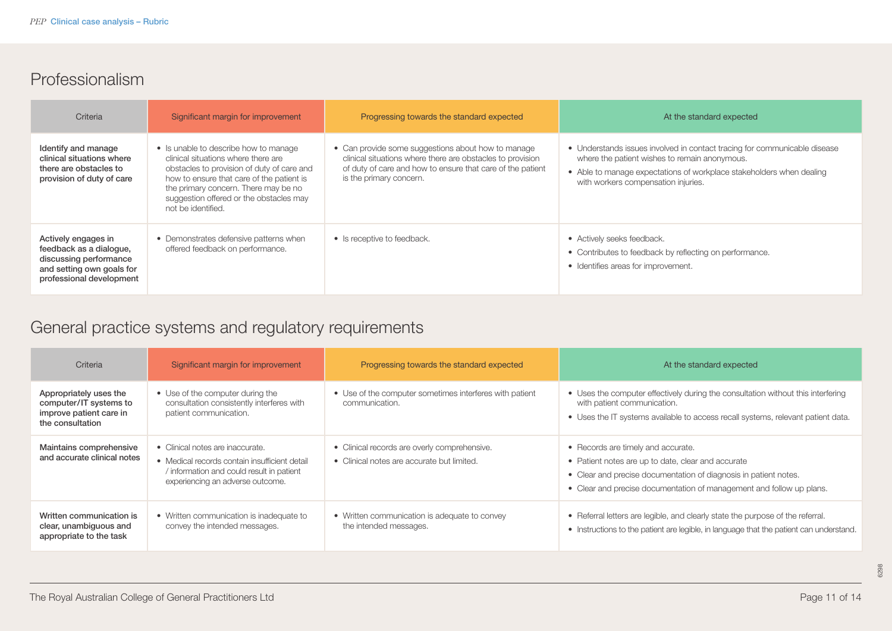## Professionalism

| Criteria | Significant margin for improvement | Progressing towards the standard expected | At the standard expected |
| --- | --- | --- | --- |
| **Identify and manage clinical situations where there are obstacles to provision of duty of care** | • Is unable to describe how to manage clinical situations where there are obstacles to provision of duty of care and how to ensure that care of the patient is the primary concern. There may be no suggestion offered or the obstacles may not be identified. | • Can provide some suggestions about how to manage clinical situations where there are obstacles to provision of duty of care and how to ensure that care of the patient is the primary concern. | • Understands issues involved in contact tracing for communicable disease where the patient wishes to remain anonymous. <br> • Able to manage expectations of workplace stakeholders when dealing with workers compensation injuries. |
| **Actively engages in feedback as a dialogue, discussing performance and setting own goals for professional development** | • Demonstrates defensive patterns when offered feedback on performance. | • Is receptive to feedback. | • Actively seeks feedback. <br> • Contributes to feedback by reflecting on performance. <br> • Identifies areas for improvement. |

## General practice systems and regulatory requirements

| Criteria | Significant margin for improvement | Progressing towards the standard expected | At the standard expected |
| --- | --- | --- | --- |
| **Appropriately uses the computer/IT systems to improve patient care in the consultation** | • Use of the computer during the consultation consistently interferes with patient communication. | • Use of the computer sometimes interferes with patient communication. | • Uses the computer effectively during the consultation without this interfering with patient communication. <br> • Uses the IT systems available to access recall systems, relevant patient data. |
| **Maintains comprehensive and accurate clinical notes** | • Clinical notes are inaccurate. <br> • Medical records contain insufficient detail / information and could result in patient experiencing an adverse outcome. | • Clinical records are overly comprehensive. <br> • Clinical notes are accurate but limited. | • Records are timely and accurate. <br> • Patient notes are up to date, clear and accurate <br> • Clear and precise documentation of diagnosis in patient notes. <br> • Clear and precise documentation of management and follow up plans. |
| **Written communication is clear, unambiguous and appropriate to the task** | • Written communication is inadequate to convey the intended messages. | • Written communication is adequate to convey the intended messages. | • Referral letters are legible, and clearly state the purpose of the referral. <br> • Instructions to the patient are legible, in language that the patient can understand. |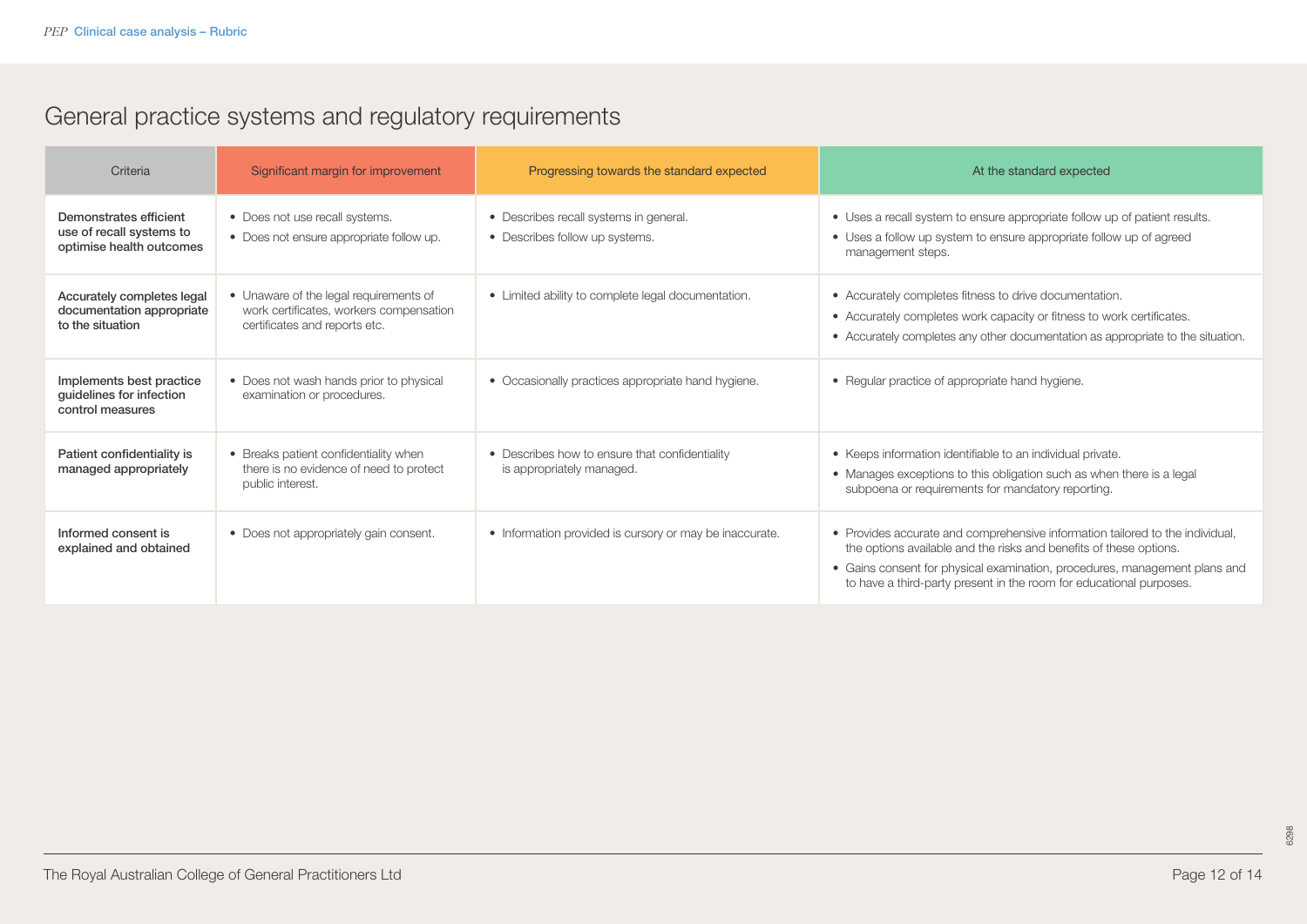## General practice systems and regulatory requirements

| Criteria | Significant margin for improvement | Progressing towards the standard expected | At the standard expected |
|---|---|---|---|
| **Demonstrates efficient use of recall systems to optimise health outcomes** | • Does not use recall systems.<br>• Does not ensure appropriate follow up. | • Describes recall systems in general.<br>• Describes follow up systems. | • Uses a recall system to ensure appropriate follow up of patient results.<br>• Uses a follow up system to ensure appropriate follow up of agreed management steps. |
| **Accurately completes legal documentation appropriate to the situation** | • Unaware of the legal requirements of work certificates, workers compensation certificates and reports etc. | • Limited ability to complete legal documentation. | • Accurately completes fitness to drive documentation.<br>• Accurately completes work capacity or fitness to work certificates.<br>• Accurately completes any other documentation as appropriate to the situation. |
| **Implements best practice guidelines for infection control measures** | • Does not wash hands prior to physical examination or procedures. | • Occasionally practices appropriate hand hygiene. | • Regular practice of appropriate hand hygiene. |
| **Patient confidentiality is managed appropriately** | • Breaks patient confidentiality when there is no evidence of need to protect public interest. | • Describes how to ensure that confidentiality is appropriately managed. | • Keeps information identifiable to an individual private.<br>• Manages exceptions to this obligation such as when there is a legal subpoena or requirements for mandatory reporting. |
| **Informed consent is explained and obtained** | • Does not appropriately gain consent. | • Information provided is cursory or may be inaccurate. | • Provides accurate and comprehensive information tailored to the individual, the options available and the risks and benefits of these options.<br>• Gains consent for physical examination, procedures, management plans and to have a third-party present in the room for educational purposes. |